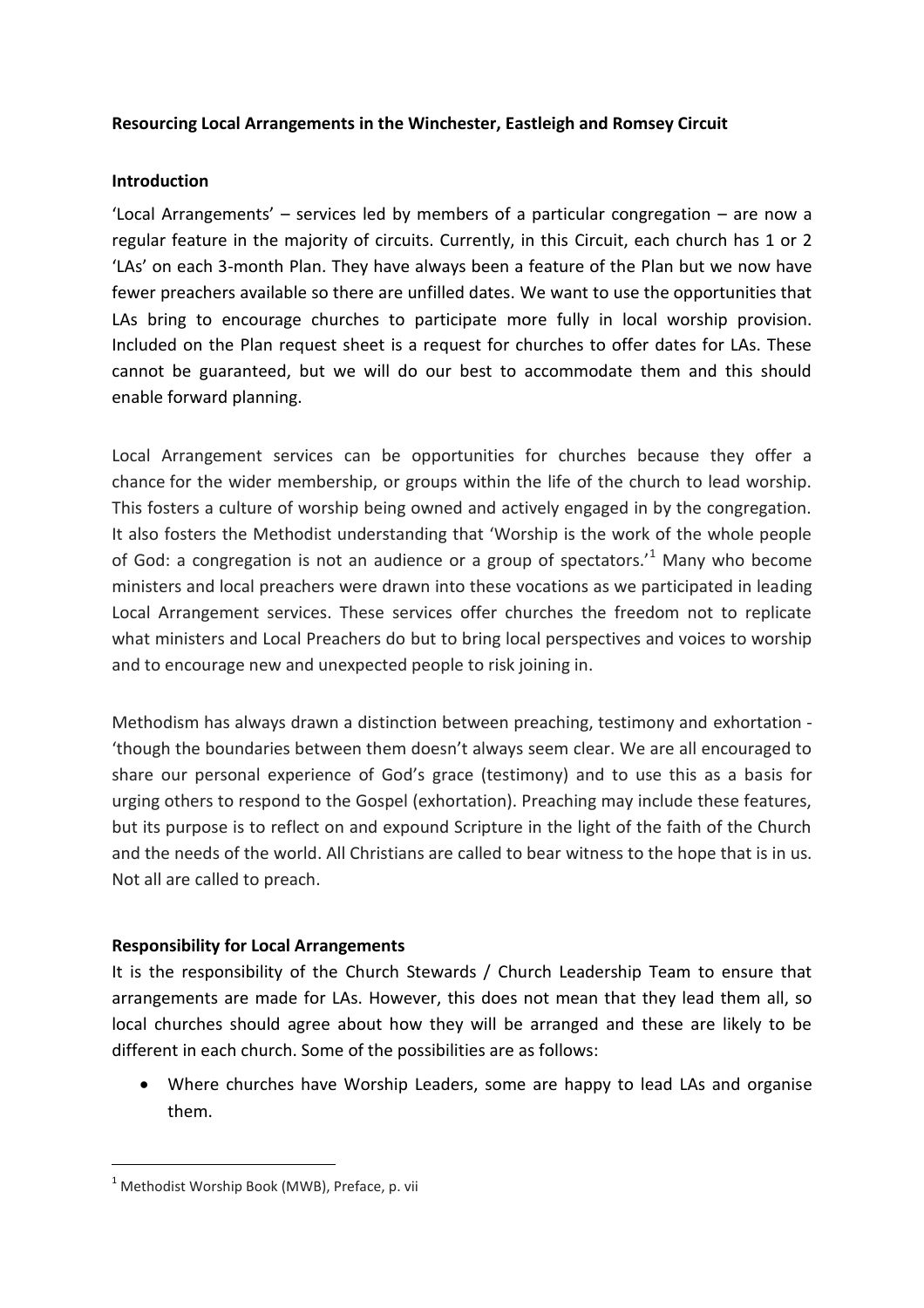**Resourcing Local Arrangements in the Winchester, Eastleigh and Romsey Circuit**

**Introduction**

'Local Arrangements' – services led by members of a particular congregation – are now a regular feature in the majority of circuits. Currently, in this Circuit, each church has 1 or 2 'LAs' on each 3-month Plan. They have always been a feature of the Plan but we now have fewer preachers available so there are unfilled dates. We want to use the opportunities that LAs bring to encourage churches to participate more fully in local worship provision. Included on the Plan request sheet is a request for churches to offer dates for LAs. These cannot be guaranteed, but we will do our best to accommodate them and this should enable forward planning.

Local Arrangement services can be opportunities for churches because they offer a chance for the wider membership, or groups within the life of the church to lead worship. This fosters a culture of worship being owned and actively engaged in by the congregation. It also fosters the Methodist understanding that 'Worship is the work of the whole people of God: a congregation is not an audience or a group of spectators.'[1] Many who become ministers and local preachers were drawn into these vocations as we participated in leading Local Arrangement services. These services offer churches the freedom not to replicate what ministers and Local Preachers do but to bring local perspectives and voices to worship and to encourage new and unexpected people to risk joining in.

Methodism has always drawn a distinction between preaching, testimony and exhortation - 'though the boundaries between them doesn't always seem clear. We are all encouraged to share our personal experience of God's grace (testimony) and to use this as a basis for urging others to respond to the Gospel (exhortation). Preaching may include these features, but its purpose is to reflect on and expound Scripture in the light of the faith of the Church and the needs of the world. All Christians are called to bear witness to the hope that is in us. Not all are called to preach.

**Responsibility for Local Arrangements**

It is the responsibility of the Church Stewards / Church Leadership Team to ensure that arrangements are made for LAs. However, this does not mean that they lead them all, so local churches should agree about how they will be arranged and these are likely to be different in each church. Some of the possibilities are as follows:

- Where churches have Worship Leaders, some are happy to lead LAs and organise them.

[1] Methodist Worship Book (MWB), Preface, p. vii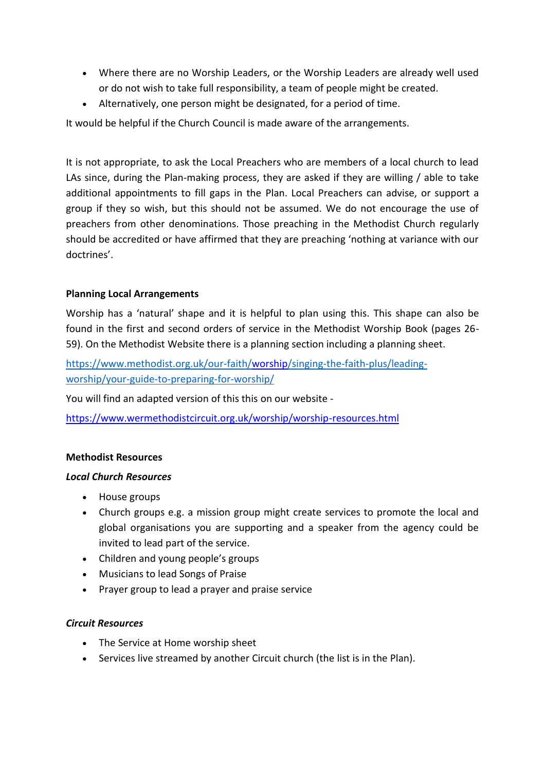- Where there are no Worship Leaders, or the Worship Leaders are already well used or do not wish to take full responsibility, a team of people might be created.
- Alternatively, one person might be designated, for a period of time.

It would be helpful if the Church Council is made aware of the arrangements.

It is not appropriate, to ask the Local Preachers who are members of a local church to lead LAs since, during the Plan-making process, they are asked if they are willing / able to take additional appointments to fill gaps in the Plan. Local Preachers can advise, or support a group if they so wish, but this should not be assumed. We do not encourage the use of preachers from other denominations. Those preaching in the Methodist Church regularly should be accredited or have affirmed that they are preaching 'nothing at variance with our doctrines'.

**Planning Local Arrangements**

Worship has a 'natural' shape and it is helpful to plan using this. This shape can also be found in the first and second orders of service in the Methodist Worship Book (pages 26-59). On the Methodist Website there is a planning section including a planning sheet.

https://www.methodist.org.uk/our-faith/worship/singing-the-faith-plus/leading-worship/your-guide-to-preparing-for-worship/

You will find an adapted version of this this on our website -

https://www.wermethodistcircuit.org.uk/worship/worship-resources.html

**Methodist Resources**

***Local Church Resources***

- House groups
- Church groups e.g. a mission group might create services to promote the local and global organisations you are supporting and a speaker from the agency could be invited to lead part of the service.
- Children and young people's groups
- Musicians to lead Songs of Praise
- Prayer group to lead a prayer and praise service

***Circuit Resources***

- The Service at Home worship sheet
- Services live streamed by another Circuit church (the list is in the Plan).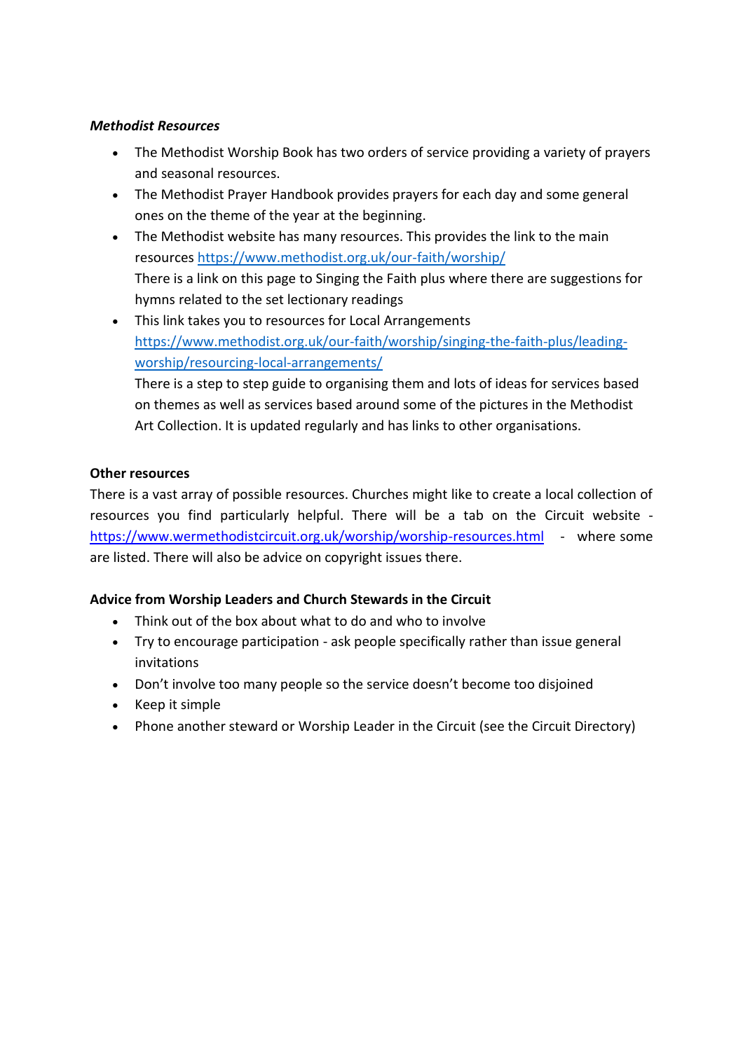***Methodist Resources***

- The Methodist Worship Book has two orders of service providing a variety of prayers and seasonal resources.
- The Methodist Prayer Handbook provides prayers for each day and some general ones on the theme of the year at the beginning.
- The Methodist website has many resources. This provides the link to the main resources https://www.methodist.org.uk/our-faith/worship/
  There is a link on this page to Singing the Faith plus where there are suggestions for hymns related to the set lectionary readings
- This link takes you to resources for Local Arrangements https://www.methodist.org.uk/our-faith/worship/singing-the-faith-plus/leading-worship/resourcing-local-arrangements/
  There is a step to step guide to organising them and lots of ideas for services based on themes as well as services based around some of the pictures in the Methodist Art Collection. It is updated regularly and has links to other organisations.

**Other resources**

There is a vast array of possible resources. Churches might like to create a local collection of resources you find particularly helpful. There will be a tab on the Circuit website - https://www.wermethodistcircuit.org.uk/worship/worship-resources.html - where some are listed. There will also be advice on copyright issues there.

**Advice from Worship Leaders and Church Stewards in the Circuit**

- Think out of the box about what to do and who to involve
- Try to encourage participation - ask people specifically rather than issue general invitations
- Don't involve too many people so the service doesn't become too disjoined
- Keep it simple
- Phone another steward or Worship Leader in the Circuit (see the Circuit Directory)